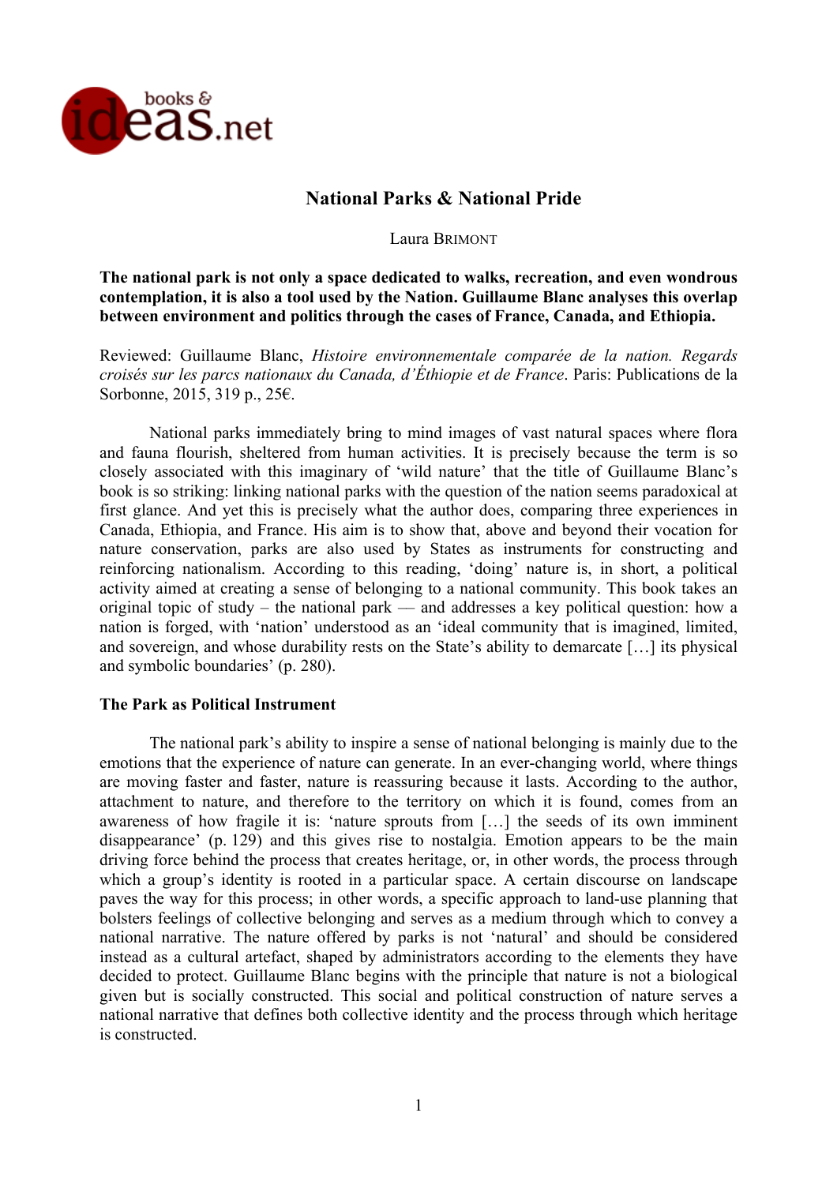# National Parks & National Pride

Laura BRIMONT

**The national park is not only a space dedicated to walks, recreation, and even wondrous contemplation, it is also a tool used by the Nation. Guillaume Blanc analyses this overlap between environment and politics through the cases of France, Canada, and Ethiopia.**

Reviewed: Guillaume Blanc, *Histoire environnementale comparée de la nation. Regards croisés sur les parcs nationaux du Canada, d'Éthiopie et de France*. Paris: Publications de la Sorbonne, 2015, 319 p., 25€.

National parks immediately bring to mind images of vast natural spaces where flora and fauna flourish, sheltered from human activities. It is precisely because the term is so closely associated with this imaginary of 'wild nature' that the title of Guillaume Blanc's book is so striking: linking national parks with the question of the nation seems paradoxical at first glance. And yet this is precisely what the author does, comparing three experiences in Canada, Ethiopia, and France. His aim is to show that, above and beyond their vocation for nature conservation, parks are also used by States as instruments for constructing and reinforcing nationalism. According to this reading, 'doing' nature is, in short, a political activity aimed at creating a sense of belonging to a national community. This book takes an original topic of study – the national park — and addresses a key political question: how a nation is forged, with 'nation' understood as an 'ideal community that is imagined, limited, and sovereign, and whose durability rests on the State's ability to demarcate […] its physical and symbolic boundaries' (p. 280).

## The Park as Political Instrument

The national park's ability to inspire a sense of national belonging is mainly due to the emotions that the experience of nature can generate. In an ever-changing world, where things are moving faster and faster, nature is reassuring because it lasts. According to the author, attachment to nature, and therefore to the territory on which it is found, comes from an awareness of how fragile it is: 'nature sprouts from […] the seeds of its own imminent disappearance' (p. 129) and this gives rise to nostalgia. Emotion appears to be the main driving force behind the process that creates heritage, or, in other words, the process through which a group's identity is rooted in a particular space. A certain discourse on landscape paves the way for this process; in other words, a specific approach to land-use planning that bolsters feelings of collective belonging and serves as a medium through which to convey a national narrative. The nature offered by parks is not 'natural' and should be considered instead as a cultural artefact, shaped by administrators according to the elements they have decided to protect. Guillaume Blanc begins with the principle that nature is not a biological given but is socially constructed. This social and political construction of nature serves a national narrative that defines both collective identity and the process through which heritage is constructed.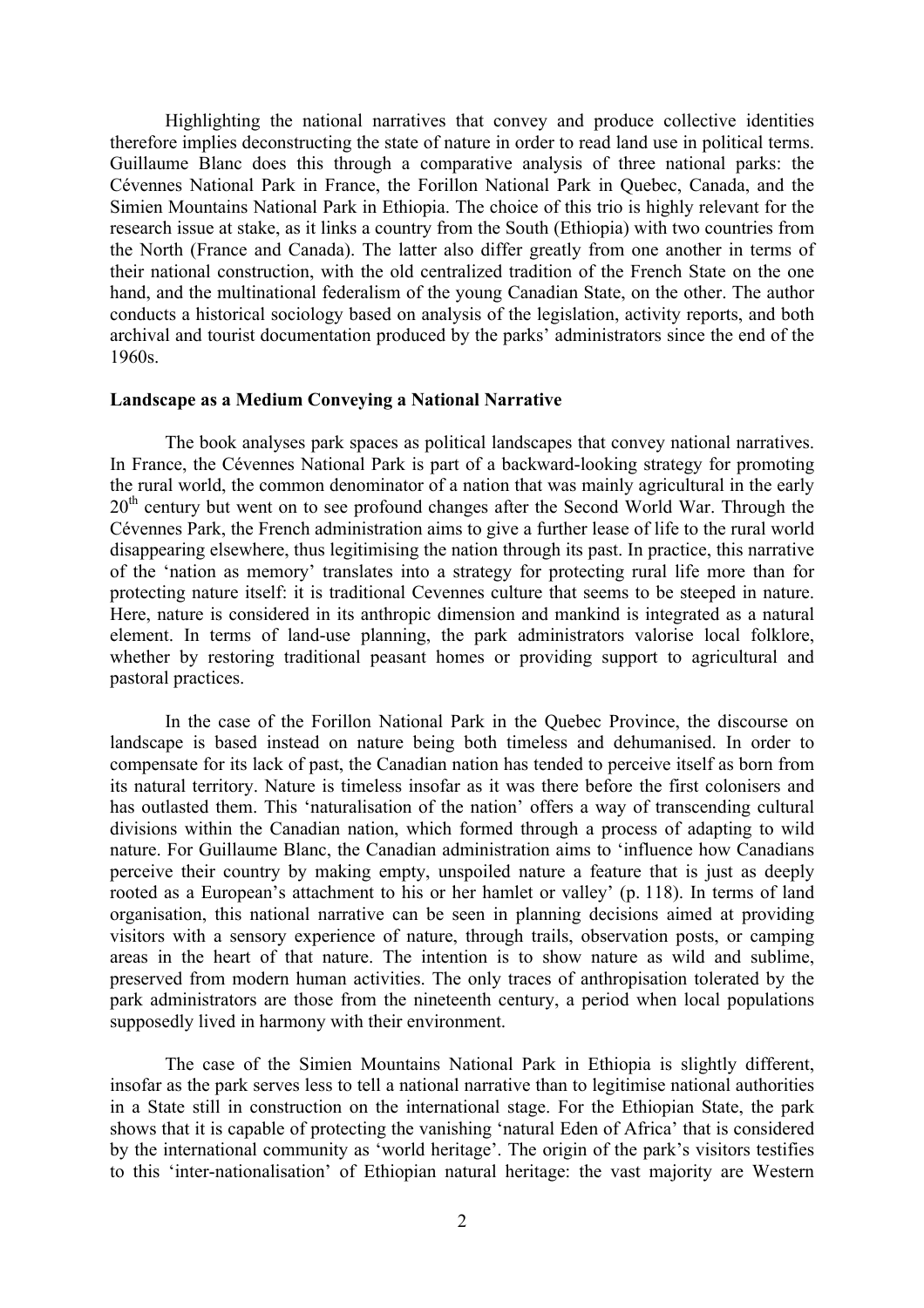Highlighting the national narratives that convey and produce collective identities therefore implies deconstructing the state of nature in order to read land use in political terms. Guillaume Blanc does this through a comparative analysis of three national parks: the Cévennes National Park in France, the Forillon National Park in Quebec, Canada, and the Simien Mountains National Park in Ethiopia. The choice of this trio is highly relevant for the research issue at stake, as it links a country from the South (Ethiopia) with two countries from the North (France and Canada). The latter also differ greatly from one another in terms of their national construction, with the old centralized tradition of the French State on the one hand, and the multinational federalism of the young Canadian State, on the other. The author conducts a historical sociology based on analysis of the legislation, activity reports, and both archival and tourist documentation produced by the parks' administrators since the end of the 1960s.

**Landscape as a Medium Conveying a National Narrative**

The book analyses park spaces as political landscapes that convey national narratives. In France, the Cévennes National Park is part of a backward-looking strategy for promoting the rural world, the common denominator of a nation that was mainly agricultural in the early 20th century but went on to see profound changes after the Second World War. Through the Cévennes Park, the French administration aims to give a further lease of life to the rural world disappearing elsewhere, thus legitimising the nation through its past. In practice, this narrative of the 'nation as memory' translates into a strategy for protecting rural life more than for protecting nature itself: it is traditional Cevennes culture that seems to be steeped in nature. Here, nature is considered in its anthropic dimension and mankind is integrated as a natural element. In terms of land-use planning, the park administrators valorise local folklore, whether by restoring traditional peasant homes or providing support to agricultural and pastoral practices.

In the case of the Forillon National Park in the Quebec Province, the discourse on landscape is based instead on nature being both timeless and dehumanised. In order to compensate for its lack of past, the Canadian nation has tended to perceive itself as born from its natural territory. Nature is timeless insofar as it was there before the first colonisers and has outlasted them. This 'naturalisation of the nation' offers a way of transcending cultural divisions within the Canadian nation, which formed through a process of adapting to wild nature. For Guillaume Blanc, the Canadian administration aims to 'influence how Canadians perceive their country by making empty, unspoiled nature a feature that is just as deeply rooted as a European's attachment to his or her hamlet or valley' (p. 118). In terms of land organisation, this national narrative can be seen in planning decisions aimed at providing visitors with a sensory experience of nature, through trails, observation posts, or camping areas in the heart of that nature. The intention is to show nature as wild and sublime, preserved from modern human activities. The only traces of anthropisation tolerated by the park administrators are those from the nineteenth century, a period when local populations supposedly lived in harmony with their environment.

The case of the Simien Mountains National Park in Ethiopia is slightly different, insofar as the park serves less to tell a national narrative than to legitimise national authorities in a State still in construction on the international stage. For the Ethiopian State, the park shows that it is capable of protecting the vanishing 'natural Eden of Africa' that is considered by the international community as 'world heritage'. The origin of the park's visitors testifies to this 'inter-nationalisation' of Ethiopian natural heritage: the vast majority are Western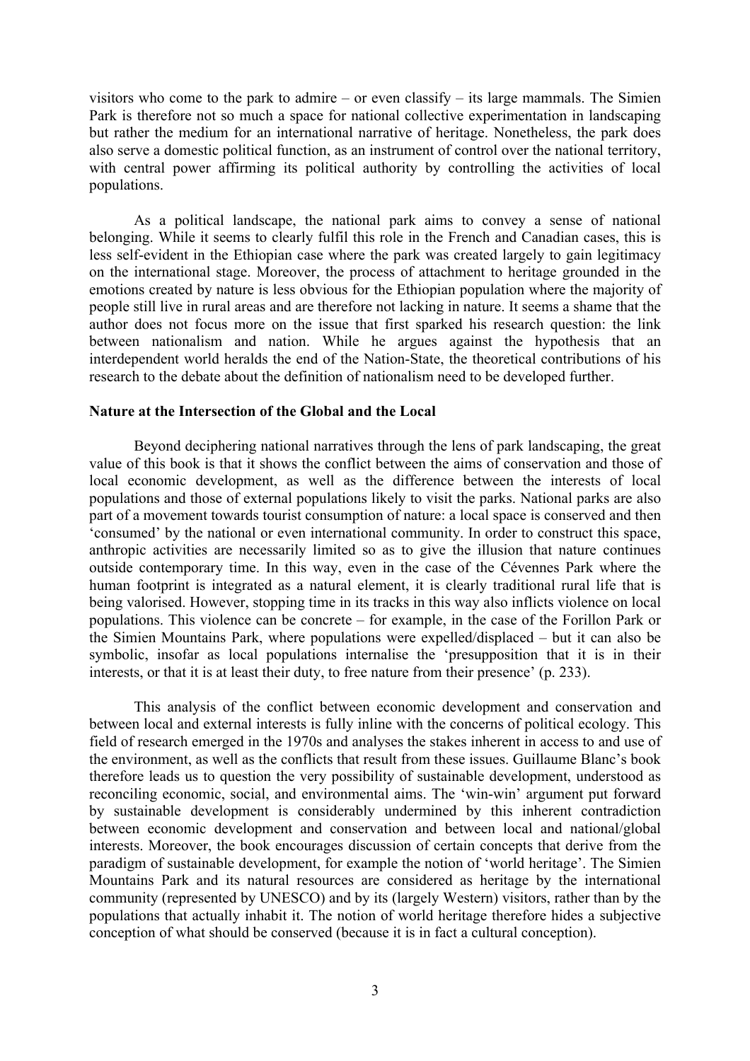visitors who come to the park to admire – or even classify – its large mammals. The Simien Park is therefore not so much a space for national collective experimentation in landscaping but rather the medium for an international narrative of heritage. Nonetheless, the park does also serve a domestic political function, as an instrument of control over the national territory, with central power affirming its political authority by controlling the activities of local populations.

As a political landscape, the national park aims to convey a sense of national belonging. While it seems to clearly fulfil this role in the French and Canadian cases, this is less self-evident in the Ethiopian case where the park was created largely to gain legitimacy on the international stage. Moreover, the process of attachment to heritage grounded in the emotions created by nature is less obvious for the Ethiopian population where the majority of people still live in rural areas and are therefore not lacking in nature. It seems a shame that the author does not focus more on the issue that first sparked his research question: the link between nationalism and nation. While he argues against the hypothesis that an interdependent world heralds the end of the Nation-State, the theoretical contributions of his research to the debate about the definition of nationalism need to be developed further.

**Nature at the Intersection of the Global and the Local**

Beyond deciphering national narratives through the lens of park landscaping, the great value of this book is that it shows the conflict between the aims of conservation and those of local economic development, as well as the difference between the interests of local populations and those of external populations likely to visit the parks. National parks are also part of a movement towards tourist consumption of nature: a local space is conserved and then 'consumed' by the national or even international community. In order to construct this space, anthropic activities are necessarily limited so as to give the illusion that nature continues outside contemporary time. In this way, even in the case of the Cévennes Park where the human footprint is integrated as a natural element, it is clearly traditional rural life that is being valorised. However, stopping time in its tracks in this way also inflicts violence on local populations. This violence can be concrete – for example, in the case of the Forillon Park or the Simien Mountains Park, where populations were expelled/displaced – but it can also be symbolic, insofar as local populations internalise the 'presupposition that it is in their interests, or that it is at least their duty, to free nature from their presence' (p. 233).

This analysis of the conflict between economic development and conservation and between local and external interests is fully inline with the concerns of political ecology. This field of research emerged in the 1970s and analyses the stakes inherent in access to and use of the environment, as well as the conflicts that result from these issues. Guillaume Blanc's book therefore leads us to question the very possibility of sustainable development, understood as reconciling economic, social, and environmental aims. The 'win-win' argument put forward by sustainable development is considerably undermined by this inherent contradiction between economic development and conservation and between local and national/global interests. Moreover, the book encourages discussion of certain concepts that derive from the paradigm of sustainable development, for example the notion of 'world heritage'. The Simien Mountains Park and its natural resources are considered as heritage by the international community (represented by UNESCO) and by its (largely Western) visitors, rather than by the populations that actually inhabit it. The notion of world heritage therefore hides a subjective conception of what should be conserved (because it is in fact a cultural conception).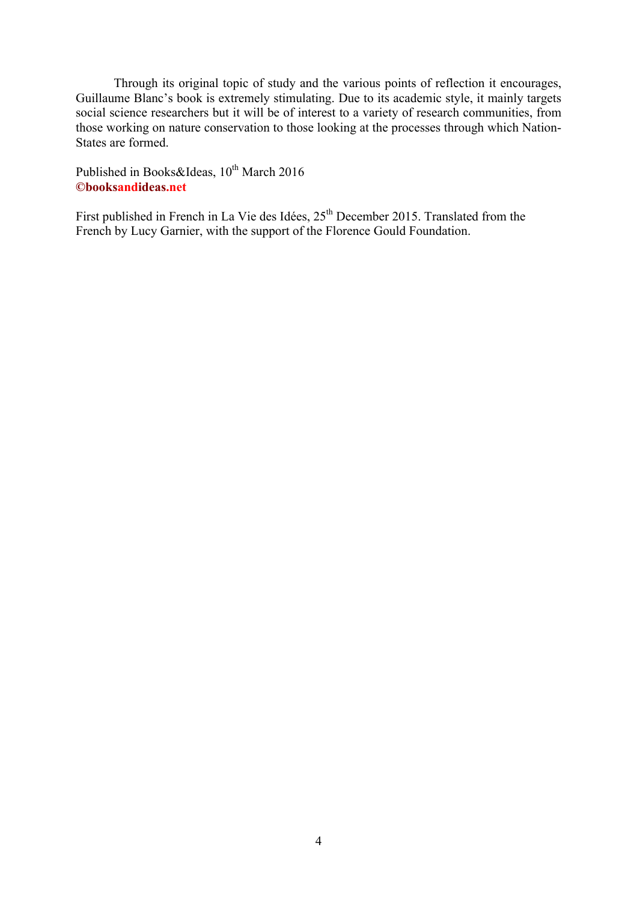Through its original topic of study and the various points of reflection it encourages, Guillaume Blanc's book is extremely stimulating. Due to its academic style, it mainly targets social science researchers but it will be of interest to a variety of research communities, from those working on nature conservation to those looking at the processes through which Nation-States are formed.

Published in Books&Ideas, 10th March 2016
**©booksandideas.net**

First published in French in La Vie des Idées, 25th December 2015. Translated from the French by Lucy Garnier, with the support of the Florence Gould Foundation.